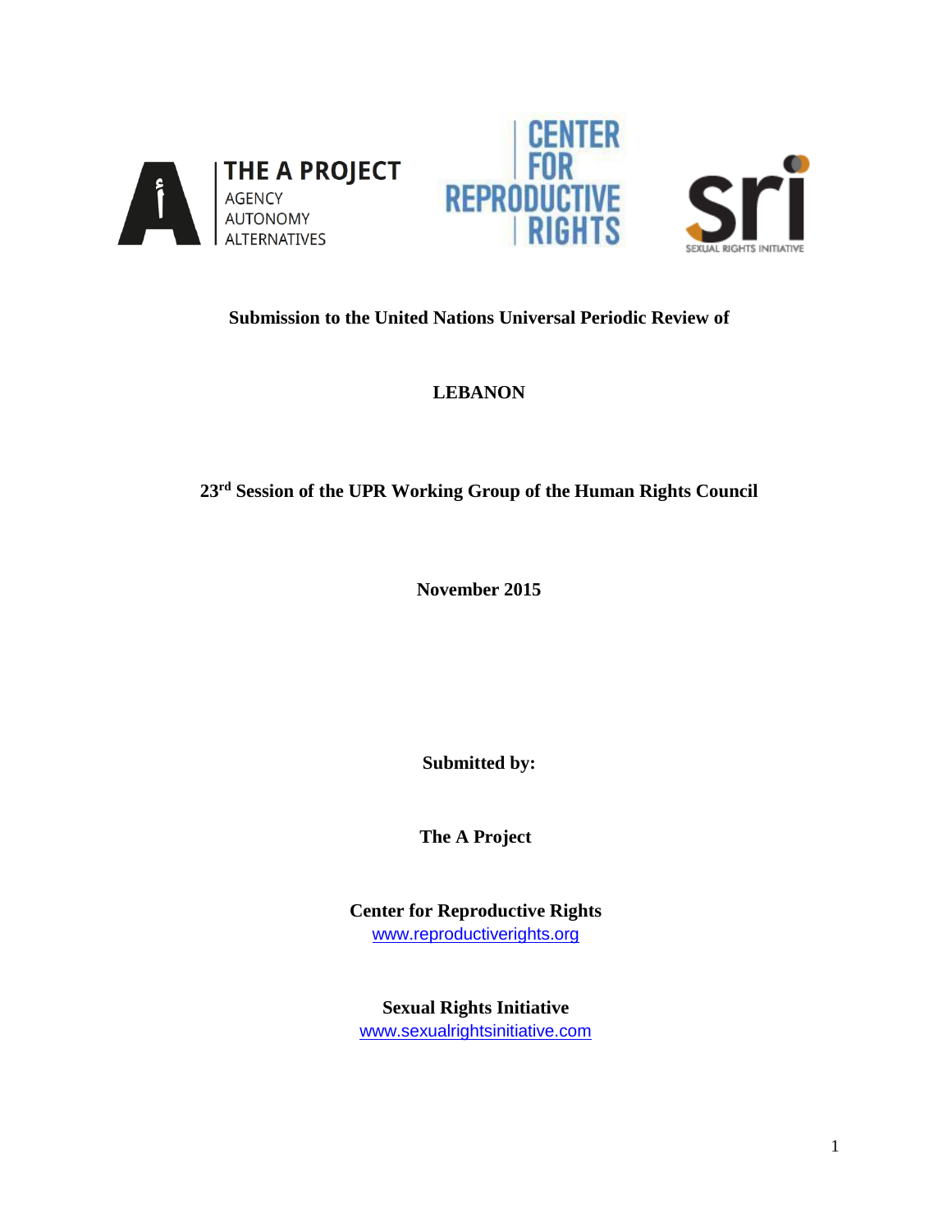THE A PROJECT
AGENCY
AUTONOMY
ALTERNATIVES

CENTER FOR REPRODUCTIVE RIGHTS

sri
SEXUAL RIGHTS INITIATIVE

**Submission to the United Nations Universal Periodic Review of**

**LEBANON**

**23rd Session of the UPR Working Group of the Human Rights Council**

**November 2015**

**Submitted by:**

**The A Project**

**Center for Reproductive Rights**
www.reproductiverights.org

**Sexual Rights Initiative**
www.sexualrightsinitiative.com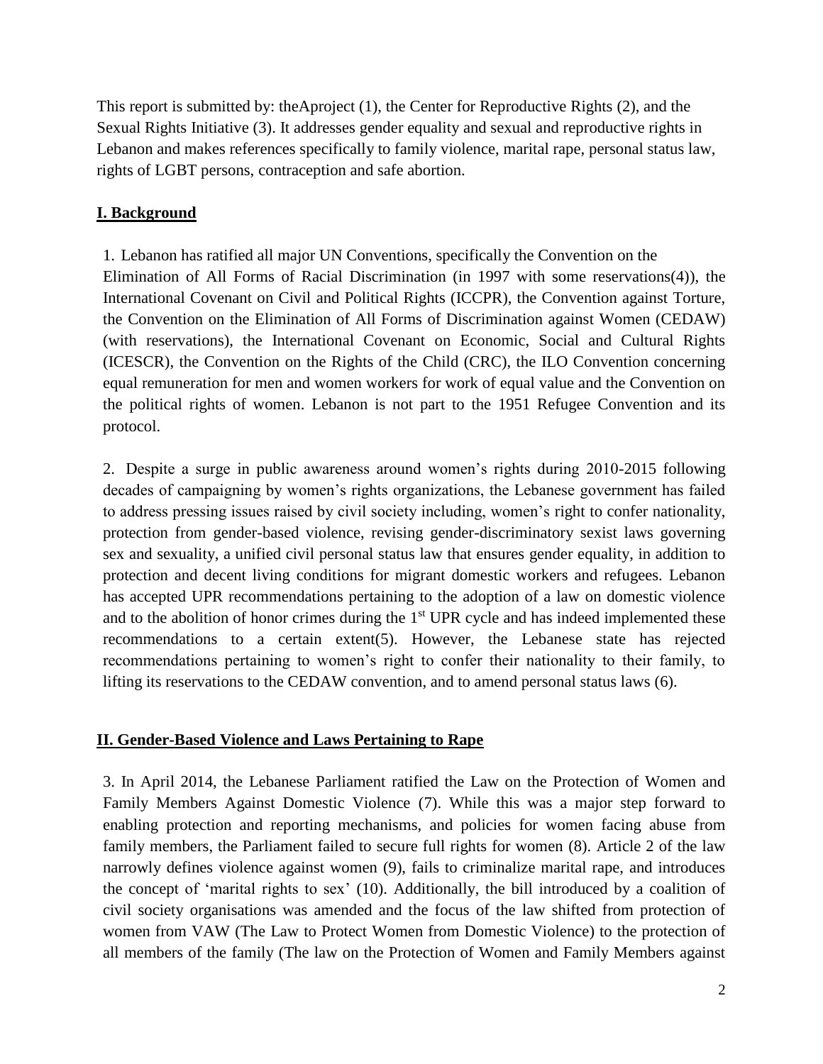This report is submitted by: theAproject (1), the Center for Reproductive Rights (2), and the Sexual Rights Initiative (3). It addresses gender equality and sexual and reproductive rights in Lebanon and makes references specifically to family violence, marital rape, personal status law, rights of LGBT persons, contraception and safe abortion.

## **I. Background**

1. Lebanon has ratified all major UN Conventions, specifically the Convention on the Elimination of All Forms of Racial Discrimination (in 1997 with some reservations(4)), the International Covenant on Civil and Political Rights (ICCPR), the Convention against Torture, the Convention on the Elimination of All Forms of Discrimination against Women (CEDAW) (with reservations), the International Covenant on Economic, Social and Cultural Rights (ICESCR), the Convention on the Rights of the Child (CRC), the ILO Convention concerning equal remuneration for men and women workers for work of equal value and the Convention on the political rights of women. Lebanon is not part to the 1951 Refugee Convention and its protocol.

2. Despite a surge in public awareness around women's rights during 2010-2015 following decades of campaigning by women's rights organizations, the Lebanese government has failed to address pressing issues raised by civil society including, women's right to confer nationality, protection from gender-based violence, revising gender-discriminatory sexist laws governing sex and sexuality, a unified civil personal status law that ensures gender equality, in addition to protection and decent living conditions for migrant domestic workers and refugees. Lebanon has accepted UPR recommendations pertaining to the adoption of a law on domestic violence and to the abolition of honor crimes during the 1st UPR cycle and has indeed implemented these recommendations to a certain extent(5). However, the Lebanese state has rejected recommendations pertaining to women's right to confer their nationality to their family, to lifting its reservations to the CEDAW convention, and to amend personal status laws (6).

## **II. Gender-Based Violence and Laws Pertaining to Rape**

3. In April 2014, the Lebanese Parliament ratified the Law on the Protection of Women and Family Members Against Domestic Violence (7). While this was a major step forward to enabling protection and reporting mechanisms, and policies for women facing abuse from family members, the Parliament failed to secure full rights for women (8). Article 2 of the law narrowly defines violence against women (9), fails to criminalize marital rape, and introduces the concept of 'marital rights to sex' (10). Additionally, the bill introduced by a coalition of civil society organisations was amended and the focus of the law shifted from protection of women from VAW (The Law to Protect Women from Domestic Violence) to the protection of all members of the family (The law on the Protection of Women and Family Members against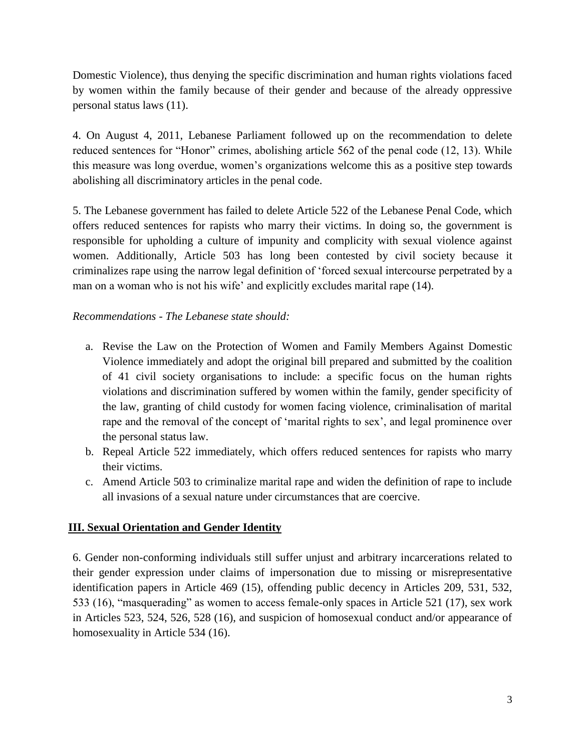Domestic Violence), thus denying the specific discrimination and human rights violations faced by women within the family because of their gender and because of the already oppressive personal status laws (11).

4. On August 4, 2011, Lebanese Parliament followed up on the recommendation to delete reduced sentences for "Honor" crimes, abolishing article 562 of the penal code (12, 13). While this measure was long overdue, women's organizations welcome this as a positive step towards abolishing all discriminatory articles in the penal code.

5. The Lebanese government has failed to delete Article 522 of the Lebanese Penal Code, which offers reduced sentences for rapists who marry their victims. In doing so, the government is responsible for upholding a culture of impunity and complicity with sexual violence against women. Additionally, Article 503 has long been contested by civil society because it criminalizes rape using the narrow legal definition of 'forced sexual intercourse perpetrated by a man on a woman who is not his wife' and explicitly excludes marital rape (14).

*Recommendations - The Lebanese state should:*

a. Revise the Law on the Protection of Women and Family Members Against Domestic Violence immediately and adopt the original bill prepared and submitted by the coalition of 41 civil society organisations to include: a specific focus on the human rights violations and discrimination suffered by women within the family, gender specificity of the law, granting of child custody for women facing violence, criminalisation of marital rape and the removal of the concept of 'marital rights to sex', and legal prominence over the personal status law.
b. Repeal Article 522 immediately, which offers reduced sentences for rapists who marry their victims.
c. Amend Article 503 to criminalize marital rape and widen the definition of rape to include all invasions of a sexual nature under circumstances that are coercive.

## III. Sexual Orientation and Gender Identity

6. Gender non-conforming individuals still suffer unjust and arbitrary incarcerations related to their gender expression under claims of impersonation due to missing or misrepresentative identification papers in Article 469 (15), offending public decency in Articles 209, 531, 532, 533 (16), "masquerading" as women to access female-only spaces in Article 521 (17), sex work in Articles 523, 524, 526, 528 (16), and suspicion of homosexual conduct and/or appearance of homosexuality in Article 534 (16).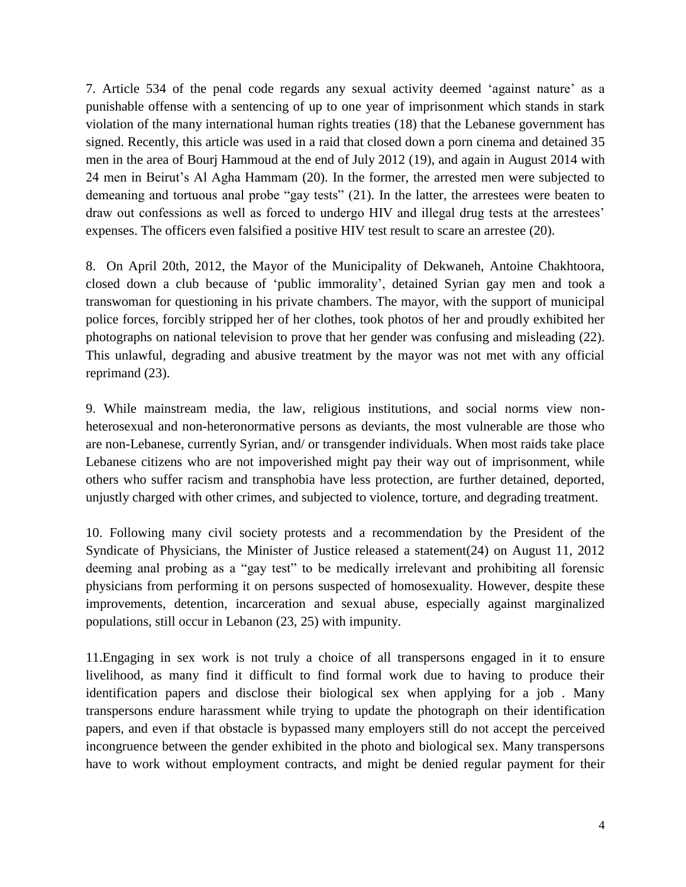7. Article 534 of the penal code regards any sexual activity deemed 'against nature' as a punishable offense with a sentencing of up to one year of imprisonment which stands in stark violation of the many international human rights treaties (18) that the Lebanese government has signed. Recently, this article was used in a raid that closed down a porn cinema and detained 35 men in the area of Bourj Hammoud at the end of July 2012 (19), and again in August 2014 with 24 men in Beirut's Al Agha Hammam (20). In the former, the arrested men were subjected to demeaning and tortuous anal probe "gay tests" (21). In the latter, the arrestees were beaten to draw out confessions as well as forced to undergo HIV and illegal drug tests at the arrestees' expenses. The officers even falsified a positive HIV test result to scare an arrestee (20).

8. On April 20th, 2012, the Mayor of the Municipality of Dekwaneh, Antoine Chakhtoora, closed down a club because of 'public immorality', detained Syrian gay men and took a transwoman for questioning in his private chambers. The mayor, with the support of municipal police forces, forcibly stripped her of her clothes, took photos of her and proudly exhibited her photographs on national television to prove that her gender was confusing and misleading (22). This unlawful, degrading and abusive treatment by the mayor was not met with any official reprimand (23).

9. While mainstream media, the law, religious institutions, and social norms view non-heterosexual and non-heteronormative persons as deviants, the most vulnerable are those who are non-Lebanese, currently Syrian, and/ or transgender individuals. When most raids take place Lebanese citizens who are not impoverished might pay their way out of imprisonment, while others who suffer racism and transphobia have less protection, are further detained, deported, unjustly charged with other crimes, and subjected to violence, torture, and degrading treatment.

10. Following many civil society protests and a recommendation by the President of the Syndicate of Physicians, the Minister of Justice released a statement(24) on August 11, 2012 deeming anal probing as a "gay test" to be medically irrelevant and prohibiting all forensic physicians from performing it on persons suspected of homosexuality. However, despite these improvements, detention, incarceration and sexual abuse, especially against marginalized populations, still occur in Lebanon (23, 25) with impunity.

11.Engaging in sex work is not truly a choice of all transpersons engaged in it to ensure livelihood, as many find it difficult to find formal work due to having to produce their identification papers and disclose their biological sex when applying for a job . Many transpersons endure harassment while trying to update the photograph on their identification papers, and even if that obstacle is bypassed many employers still do not accept the perceived incongruence between the gender exhibited in the photo and biological sex. Many transpersons have to work without employment contracts, and might be denied regular payment for their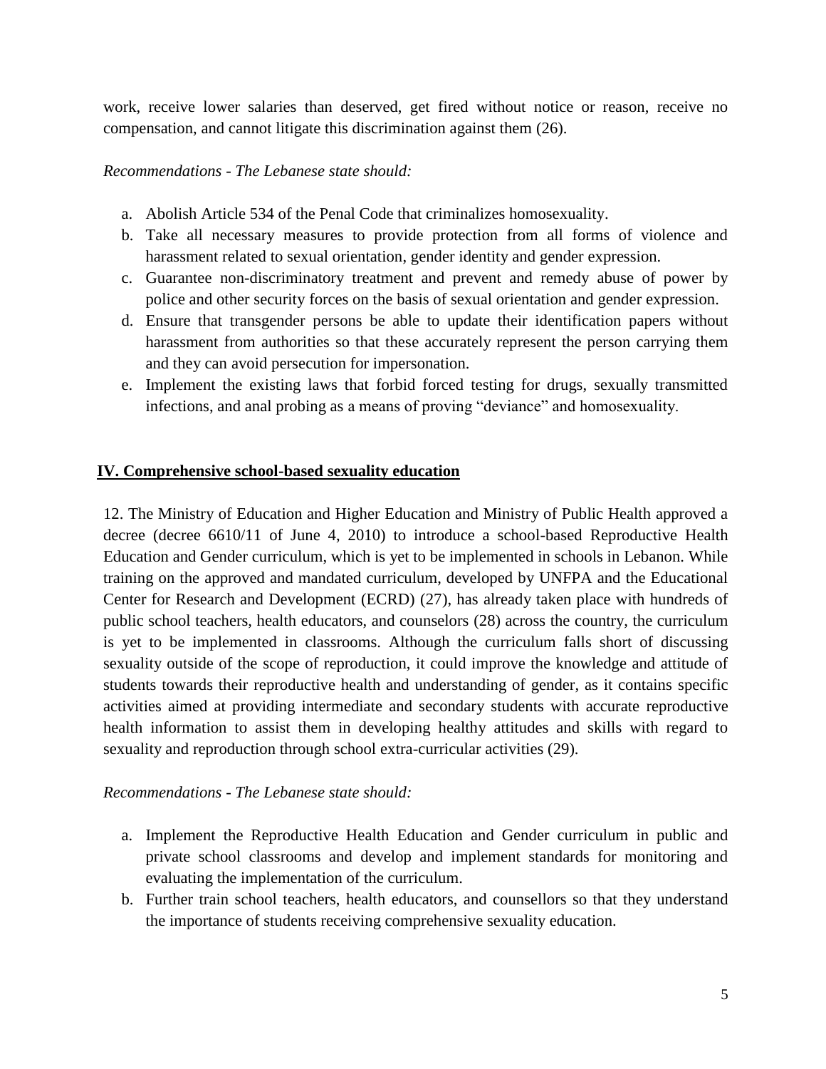work, receive lower salaries than deserved, get fired without notice or reason, receive no compensation, and cannot litigate this discrimination against them (26).

*Recommendations - The Lebanese state should:*

a. Abolish Article 534 of the Penal Code that criminalizes homosexuality.
b. Take all necessary measures to provide protection from all forms of violence and harassment related to sexual orientation, gender identity and gender expression.
c. Guarantee non-discriminatory treatment and prevent and remedy abuse of power by police and other security forces on the basis of sexual orientation and gender expression.
d. Ensure that transgender persons be able to update their identification papers without harassment from authorities so that these accurately represent the person carrying them and they can avoid persecution for impersonation.
e. Implement the existing laws that forbid forced testing for drugs, sexually transmitted infections, and anal probing as a means of proving "deviance" and homosexuality.

## IV. Comprehensive school-based sexuality education

12. The Ministry of Education and Higher Education and Ministry of Public Health approved a decree (decree 6610/11 of June 4, 2010) to introduce a school-based Reproductive Health Education and Gender curriculum, which is yet to be implemented in schools in Lebanon. While training on the approved and mandated curriculum, developed by UNFPA and the Educational Center for Research and Development (ECRD) (27), has already taken place with hundreds of public school teachers, health educators, and counselors (28) across the country, the curriculum is yet to be implemented in classrooms. Although the curriculum falls short of discussing sexuality outside of the scope of reproduction, it could improve the knowledge and attitude of students towards their reproductive health and understanding of gender, as it contains specific activities aimed at providing intermediate and secondary students with accurate reproductive health information to assist them in developing healthy attitudes and skills with regard to sexuality and reproduction through school extra-curricular activities (29).

*Recommendations - The Lebanese state should:*

a. Implement the Reproductive Health Education and Gender curriculum in public and private school classrooms and develop and implement standards for monitoring and evaluating the implementation of the curriculum.
b. Further train school teachers, health educators, and counsellors so that they understand the importance of students receiving comprehensive sexuality education.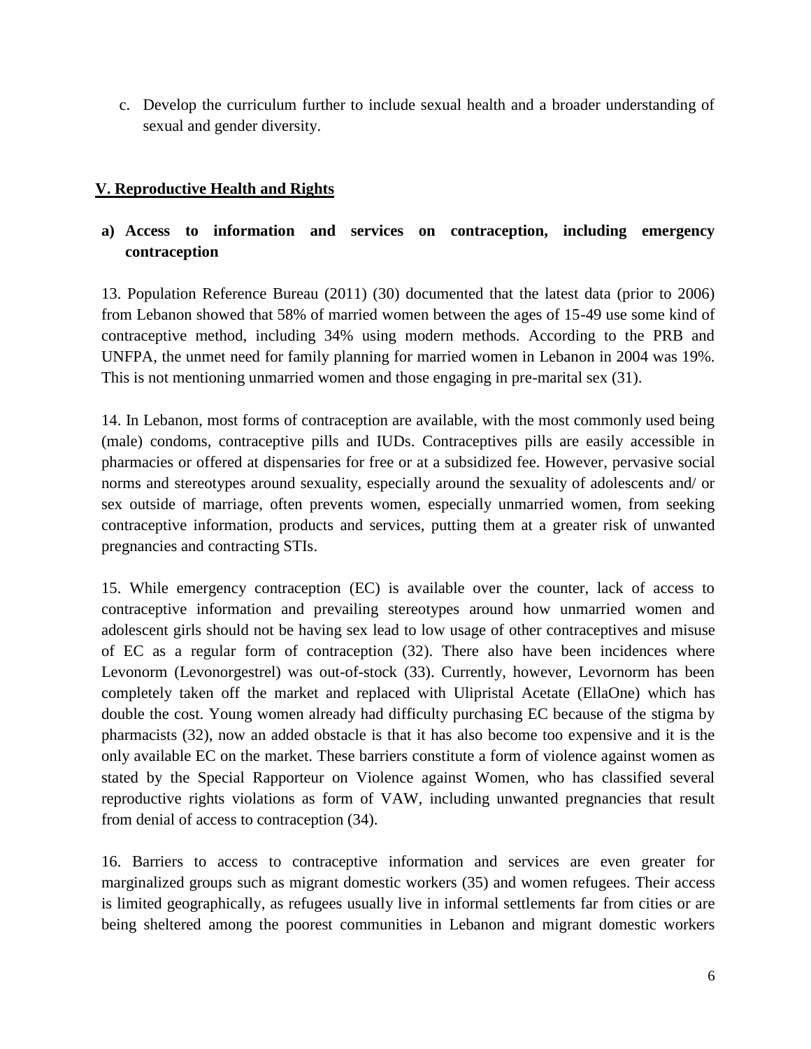c. Develop the curriculum further to include sexual health and a broader understanding of sexual and gender diversity.

## V. Reproductive Health and Rights

### a) Access to information and services on contraception, including emergency contraception

13. Population Reference Bureau (2011) (30) documented that the latest data (prior to 2006) from Lebanon showed that 58% of married women between the ages of 15-49 use some kind of contraceptive method, including 34% using modern methods. According to the PRB and UNFPA, the unmet need for family planning for married women in Lebanon in 2004 was 19%. This is not mentioning unmarried women and those engaging in pre-marital sex (31).

14. In Lebanon, most forms of contraception are available, with the most commonly used being (male) condoms, contraceptive pills and IUDs. Contraceptives pills are easily accessible in pharmacies or offered at dispensaries for free or at a subsidized fee. However, pervasive social norms and stereotypes around sexuality, especially around the sexuality of adolescents and/ or sex outside of marriage, often prevents women, especially unmarried women, from seeking contraceptive information, products and services, putting them at a greater risk of unwanted pregnancies and contracting STIs.

15. While emergency contraception (EC) is available over the counter, lack of access to contraceptive information and prevailing stereotypes around how unmarried women and adolescent girls should not be having sex lead to low usage of other contraceptives and misuse of EC as a regular form of contraception (32). There also have been incidences where Levonorm (Levonorgestrel) was out-of-stock (33). Currently, however, Levornorm has been completely taken off the market and replaced with Ulipristal Acetate (EllaOne) which has double the cost. Young women already had difficulty purchasing EC because of the stigma by pharmacists (32), now an added obstacle is that it has also become too expensive and it is the only available EC on the market. These barriers constitute a form of violence against women as stated by the Special Rapporteur on Violence against Women, who has classified several reproductive rights violations as form of VAW, including unwanted pregnancies that result from denial of access to contraception (34).

16. Barriers to access to contraceptive information and services are even greater for marginalized groups such as migrant domestic workers (35) and women refugees. Their access is limited geographically, as refugees usually live in informal settlements far from cities or are being sheltered among the poorest communities in Lebanon and migrant domestic workers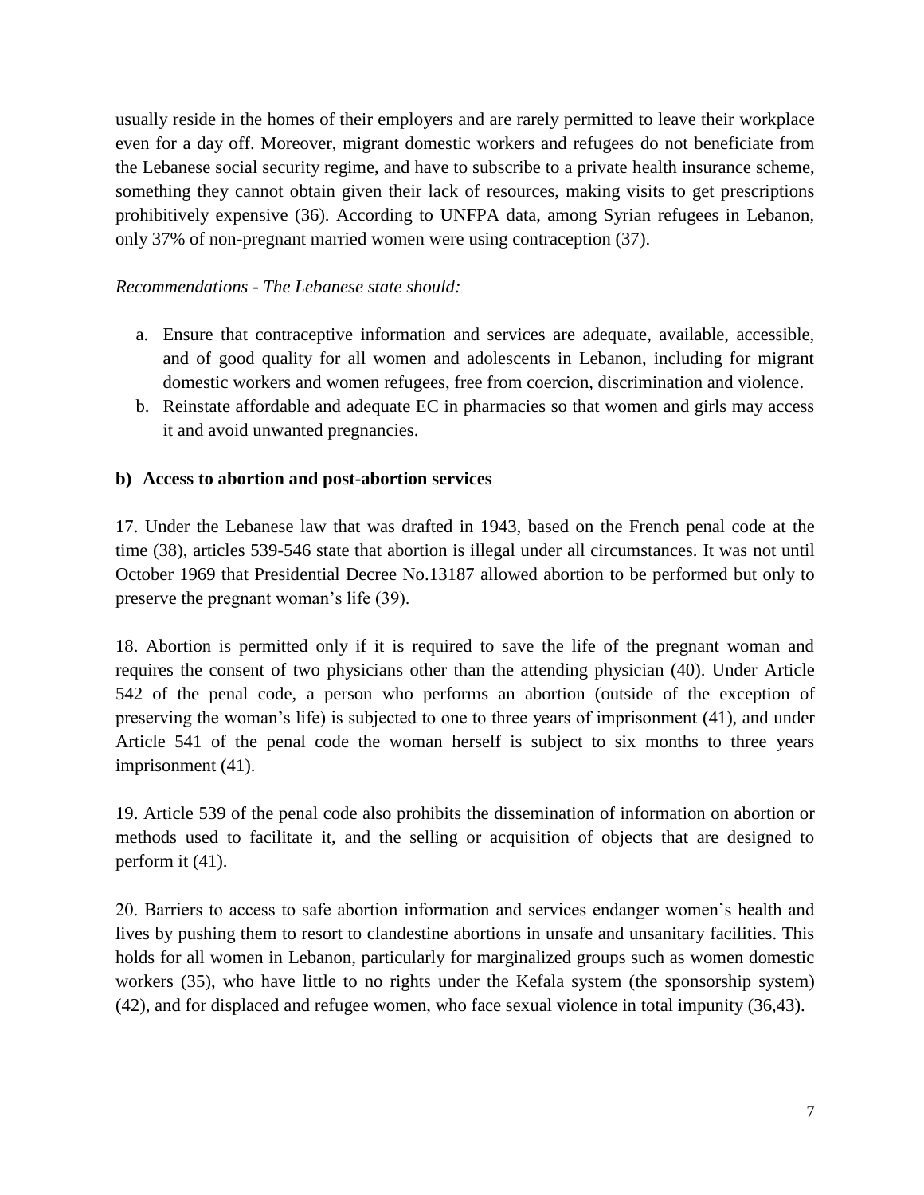usually reside in the homes of their employers and are rarely permitted to leave their workplace even for a day off. Moreover, migrant domestic workers and refugees do not beneficiate from the Lebanese social security regime, and have to subscribe to a private health insurance scheme, something they cannot obtain given their lack of resources, making visits to get prescriptions prohibitively expensive (36). According to UNFPA data, among Syrian refugees in Lebanon, only 37% of non-pregnant married women were using contraception (37).

*Recommendations - The Lebanese state should:*

a. Ensure that contraceptive information and services are adequate, available, accessible, and of good quality for all women and adolescents in Lebanon, including for migrant domestic workers and women refugees, free from coercion, discrimination and violence.
b. Reinstate affordable and adequate EC in pharmacies so that women and girls may access it and avoid unwanted pregnancies.

**b) Access to abortion and post-abortion services**

17. Under the Lebanese law that was drafted in 1943, based on the French penal code at the time (38), articles 539-546 state that abortion is illegal under all circumstances. It was not until October 1969 that Presidential Decree No.13187 allowed abortion to be performed but only to preserve the pregnant woman's life (39).

18. Abortion is permitted only if it is required to save the life of the pregnant woman and requires the consent of two physicians other than the attending physician (40). Under Article 542 of the penal code, a person who performs an abortion (outside of the exception of preserving the woman's life) is subjected to one to three years of imprisonment (41), and under Article 541 of the penal code the woman herself is subject to six months to three years imprisonment (41).

19. Article 539 of the penal code also prohibits the dissemination of information on abortion or methods used to facilitate it, and the selling or acquisition of objects that are designed to perform it (41).

20. Barriers to access to safe abortion information and services endanger women's health and lives by pushing them to resort to clandestine abortions in unsafe and unsanitary facilities. This holds for all women in Lebanon, particularly for marginalized groups such as women domestic workers (35), who have little to no rights under the Kefala system (the sponsorship system) (42), and for displaced and refugee women, who face sexual violence in total impunity (36,43).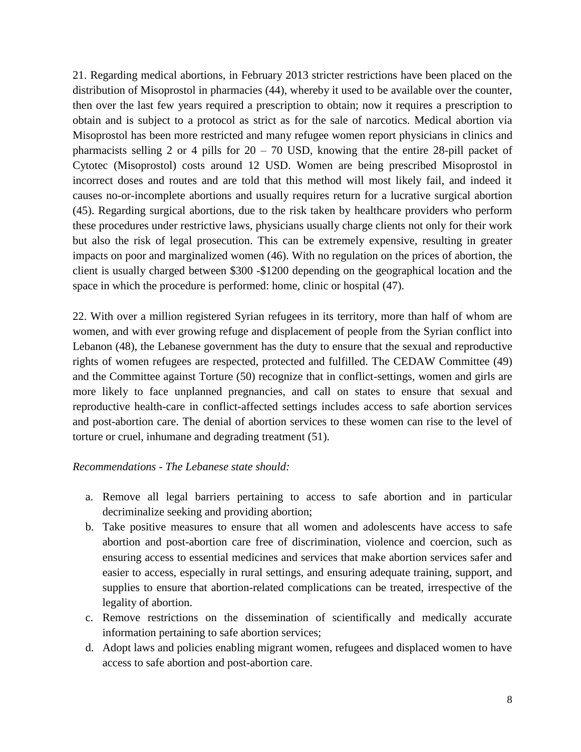21. Regarding medical abortions, in February 2013 stricter restrictions have been placed on the distribution of Misoprostol in pharmacies (44), whereby it used to be available over the counter, then over the last few years required a prescription to obtain; now it requires a prescription to obtain and is subject to a protocol as strict as for the sale of narcotics. Medical abortion via Misoprostol has been more restricted and many refugee women report physicians in clinics and pharmacists selling 2 or 4 pills for 20 – 70 USD, knowing that the entire 28-pill packet of Cytotec (Misoprostol) costs around 12 USD. Women are being prescribed Misoprostol in incorrect doses and routes and are told that this method will most likely fail, and indeed it causes no-or-incomplete abortions and usually requires return for a lucrative surgical abortion (45). Regarding surgical abortions, due to the risk taken by healthcare providers who perform these procedures under restrictive laws, physicians usually charge clients not only for their work but also the risk of legal prosecution. This can be extremely expensive, resulting in greater impacts on poor and marginalized women (46). With no regulation on the prices of abortion, the client is usually charged between $300 -$1200 depending on the geographical location and the space in which the procedure is performed: home, clinic or hospital (47).

22. With over a million registered Syrian refugees in its territory, more than half of whom are women, and with ever growing refuge and displacement of people from the Syrian conflict into Lebanon (48), the Lebanese government has the duty to ensure that the sexual and reproductive rights of women refugees are respected, protected and fulfilled. The CEDAW Committee (49) and the Committee against Torture (50) recognize that in conflict-settings, women and girls are more likely to face unplanned pregnancies, and call on states to ensure that sexual and reproductive health-care in conflict-affected settings includes access to safe abortion services and post-abortion care. The denial of abortion services to these women can rise to the level of torture or cruel, inhumane and degrading treatment (51).

*Recommendations - The Lebanese state should:*

a. Remove all legal barriers pertaining to access to safe abortion and in particular decriminalize seeking and providing abortion;
b. Take positive measures to ensure that all women and adolescents have access to safe abortion and post-abortion care free of discrimination, violence and coercion, such as ensuring access to essential medicines and services that make abortion services safer and easier to access, especially in rural settings, and ensuring adequate training, support, and supplies to ensure that abortion-related complications can be treated, irrespective of the legality of abortion.
c. Remove restrictions on the dissemination of scientifically and medically accurate information pertaining to safe abortion services;
d. Adopt laws and policies enabling migrant women, refugees and displaced women to have access to safe abortion and post-abortion care.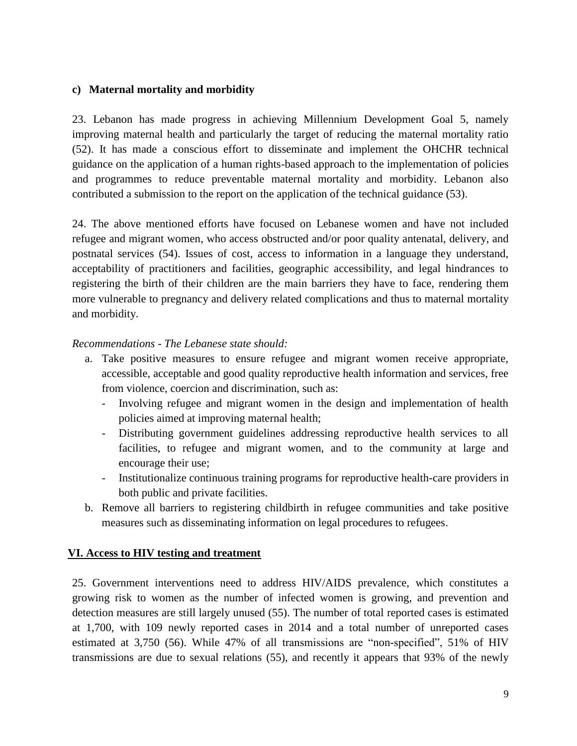#### c) Maternal mortality and morbidity

23. Lebanon has made progress in achieving Millennium Development Goal 5, namely improving maternal health and particularly the target of reducing the maternal mortality ratio (52). It has made a conscious effort to disseminate and implement the OHCHR technical guidance on the application of a human rights-based approach to the implementation of policies and programmes to reduce preventable maternal mortality and morbidity. Lebanon also contributed a submission to the report on the application of the technical guidance (53).

24. The above mentioned efforts have focused on Lebanese women and have not included refugee and migrant women, who access obstructed and/or poor quality antenatal, delivery, and postnatal services (54). Issues of cost, access to information in a language they understand, acceptability of practitioners and facilities, geographic accessibility, and legal hindrances to registering the birth of their children are the main barriers they have to face, rendering them more vulnerable to pregnancy and delivery related complications and thus to maternal mortality and morbidity.

*Recommendations - The Lebanese state should:*

a. Take positive measures to ensure refugee and migrant women receive appropriate, accessible, acceptable and good quality reproductive health information and services, free from violence, coercion and discrimination, such as:
   - Involving refugee and migrant women in the design and implementation of health policies aimed at improving maternal health;
   - Distributing government guidelines addressing reproductive health services to all facilities, to refugee and migrant women, and to the community at large and encourage their use;
   - Institutionalize continuous training programs for reproductive health-care providers in both public and private facilities.

b. Remove all barriers to registering childbirth in refugee communities and take positive measures such as disseminating information on legal procedures to refugees.

## VI. Access to HIV testing and treatment

25. Government interventions need to address HIV/AIDS prevalence, which constitutes a growing risk to women as the number of infected women is growing, and prevention and detection measures are still largely unused (55). The number of total reported cases is estimated at 1,700, with 109 newly reported cases in 2014 and a total number of unreported cases estimated at 3,750 (56). While 47% of all transmissions are "non-specified", 51% of HIV transmissions are due to sexual relations (55), and recently it appears that 93% of the newly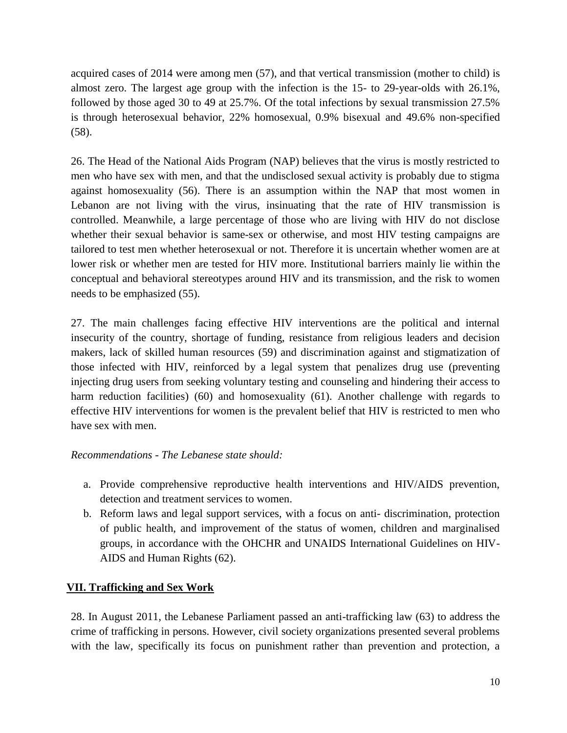acquired cases of 2014 were among men (57), and that vertical transmission (mother to child) is almost zero. The largest age group with the infection is the 15- to 29-year-olds with 26.1%, followed by those aged 30 to 49 at 25.7%. Of the total infections by sexual transmission 27.5% is through heterosexual behavior, 22% homosexual, 0.9% bisexual and 49.6% non-specified (58).

26. The Head of the National Aids Program (NAP) believes that the virus is mostly restricted to men who have sex with men, and that the undisclosed sexual activity is probably due to stigma against homosexuality (56). There is an assumption within the NAP that most women in Lebanon are not living with the virus, insinuating that the rate of HIV transmission is controlled. Meanwhile, a large percentage of those who are living with HIV do not disclose whether their sexual behavior is same-sex or otherwise, and most HIV testing campaigns are tailored to test men whether heterosexual or not. Therefore it is uncertain whether women are at lower risk or whether men are tested for HIV more. Institutional barriers mainly lie within the conceptual and behavioral stereotypes around HIV and its transmission, and the risk to women needs to be emphasized (55).

27. The main challenges facing effective HIV interventions are the political and internal insecurity of the country, shortage of funding, resistance from religious leaders and decision makers, lack of skilled human resources (59) and discrimination against and stigmatization of those infected with HIV, reinforced by a legal system that penalizes drug use (preventing injecting drug users from seeking voluntary testing and counseling and hindering their access to harm reduction facilities) (60) and homosexuality (61). Another challenge with regards to effective HIV interventions for women is the prevalent belief that HIV is restricted to men who have sex with men.

*Recommendations - The Lebanese state should:*

a. Provide comprehensive reproductive health interventions and HIV/AIDS prevention, detection and treatment services to women.
b. Reform laws and legal support services, with a focus on anti- discrimination, protection of public health, and improvement of the status of women, children and marginalised groups, in accordance with the OHCHR and UNAIDS International Guidelines on HIV-AIDS and Human Rights (62).

## VII. Trafficking and Sex Work

28. In August 2011, the Lebanese Parliament passed an anti-trafficking law (63) to address the crime of trafficking in persons. However, civil society organizations presented several problems with the law, specifically its focus on punishment rather than prevention and protection, a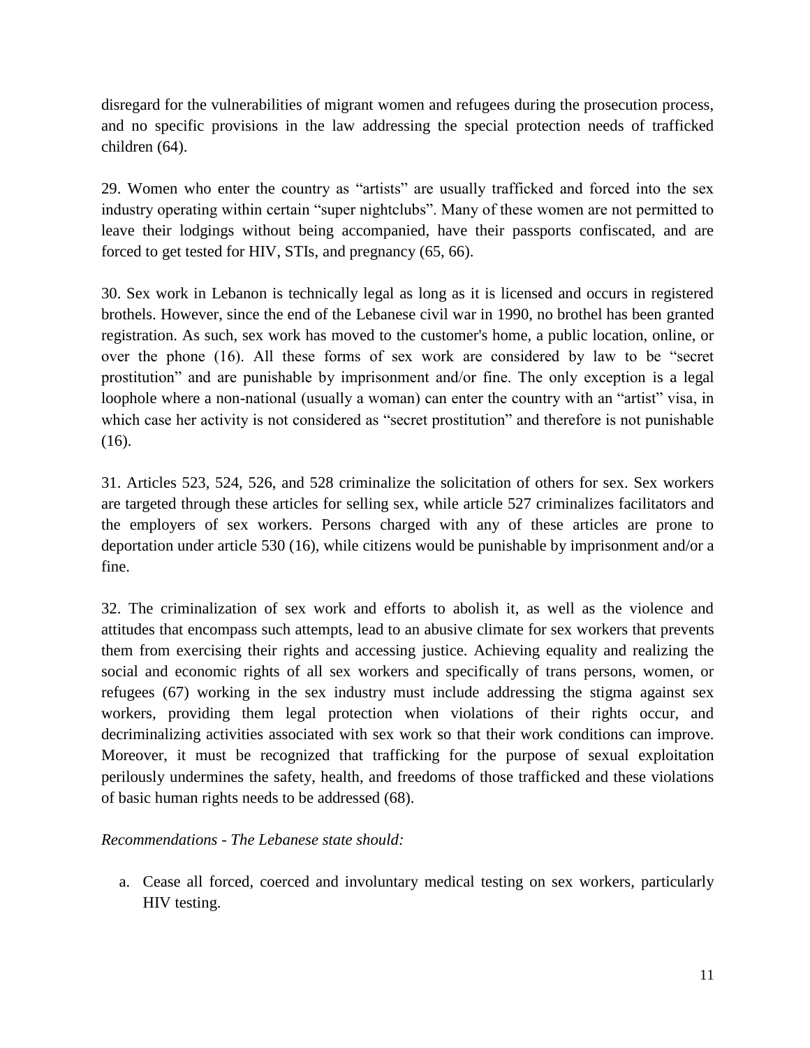disregard for the vulnerabilities of migrant women and refugees during the prosecution process, and no specific provisions in the law addressing the special protection needs of trafficked children (64).

29. Women who enter the country as "artists" are usually trafficked and forced into the sex industry operating within certain "super nightclubs". Many of these women are not permitted to leave their lodgings without being accompanied, have their passports confiscated, and are forced to get tested for HIV, STIs, and pregnancy (65, 66).

30. Sex work in Lebanon is technically legal as long as it is licensed and occurs in registered brothels. However, since the end of the Lebanese civil war in 1990, no brothel has been granted registration. As such, sex work has moved to the customer's home, a public location, online, or over the phone (16). All these forms of sex work are considered by law to be "secret prostitution" and are punishable by imprisonment and/or fine. The only exception is a legal loophole where a non-national (usually a woman) can enter the country with an "artist" visa, in which case her activity is not considered as "secret prostitution" and therefore is not punishable (16).

31. Articles 523, 524, 526, and 528 criminalize the solicitation of others for sex. Sex workers are targeted through these articles for selling sex, while article 527 criminalizes facilitators and the employers of sex workers. Persons charged with any of these articles are prone to deportation under article 530 (16), while citizens would be punishable by imprisonment and/or a fine.

32. The criminalization of sex work and efforts to abolish it, as well as the violence and attitudes that encompass such attempts, lead to an abusive climate for sex workers that prevents them from exercising their rights and accessing justice. Achieving equality and realizing the social and economic rights of all sex workers and specifically of trans persons, women, or refugees (67) working in the sex industry must include addressing the stigma against sex workers, providing them legal protection when violations of their rights occur, and decriminalizing activities associated with sex work so that their work conditions can improve. Moreover, it must be recognized that trafficking for the purpose of sexual exploitation perilously undermines the safety, health, and freedoms of those trafficked and these violations of basic human rights needs to be addressed (68).

*Recommendations - The Lebanese state should:*

a. Cease all forced, coerced and involuntary medical testing on sex workers, particularly HIV testing.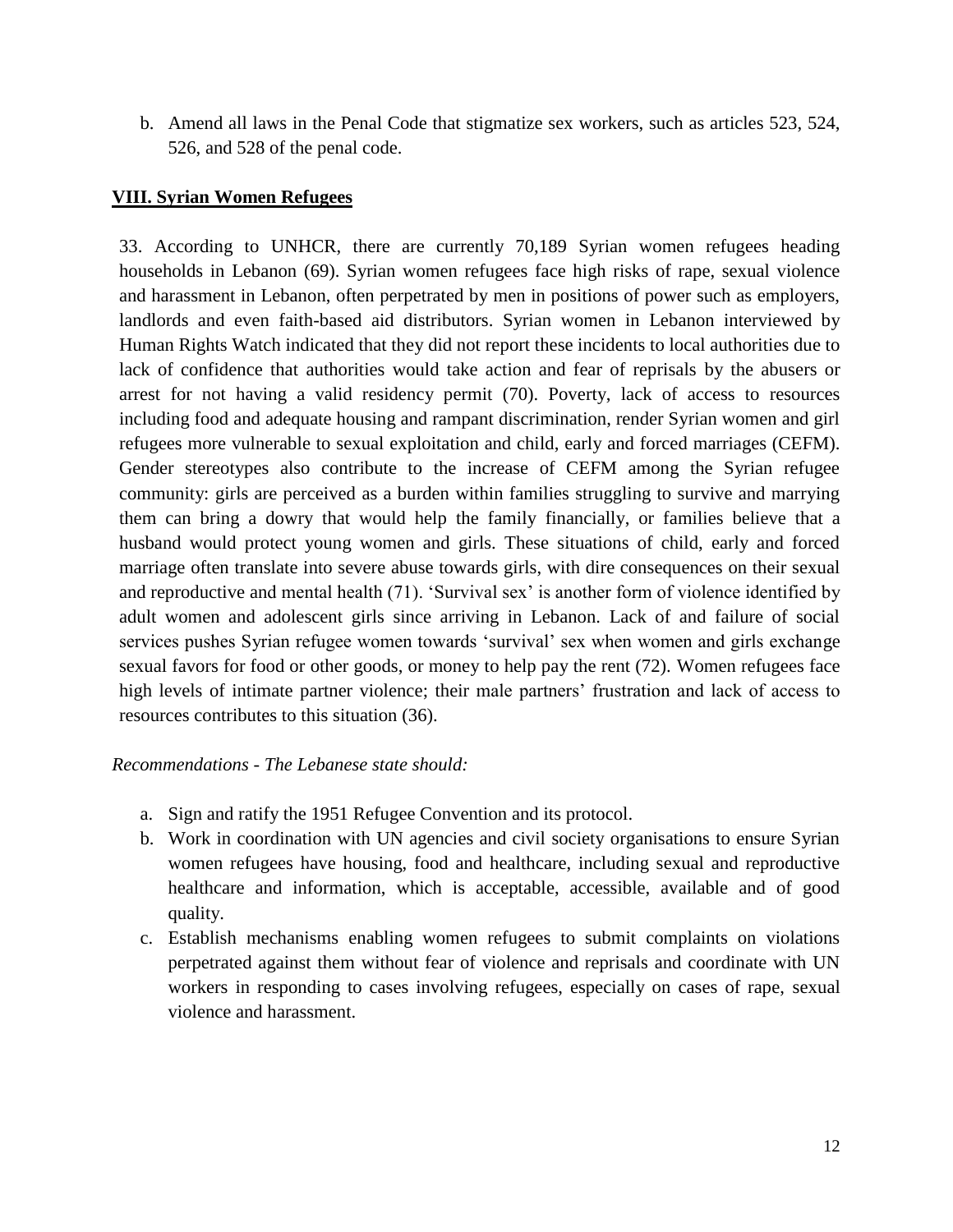b. Amend all laws in the Penal Code that stigmatize sex workers, such as articles 523, 524, 526, and 528 of the penal code.

## VIII. Syrian Women Refugees

33. According to UNHCR, there are currently 70,189 Syrian women refugees heading households in Lebanon (69). Syrian women refugees face high risks of rape, sexual violence and harassment in Lebanon, often perpetrated by men in positions of power such as employers, landlords and even faith-based aid distributors. Syrian women in Lebanon interviewed by Human Rights Watch indicated that they did not report these incidents to local authorities due to lack of confidence that authorities would take action and fear of reprisals by the abusers or arrest for not having a valid residency permit (70). Poverty, lack of access to resources including food and adequate housing and rampant discrimination, render Syrian women and girl refugees more vulnerable to sexual exploitation and child, early and forced marriages (CEFM). Gender stereotypes also contribute to the increase of CEFM among the Syrian refugee community: girls are perceived as a burden within families struggling to survive and marrying them can bring a dowry that would help the family financially, or families believe that a husband would protect young women and girls. These situations of child, early and forced marriage often translate into severe abuse towards girls, with dire consequences on their sexual and reproductive and mental health (71). 'Survival sex' is another form of violence identified by adult women and adolescent girls since arriving in Lebanon. Lack of and failure of social services pushes Syrian refugee women towards 'survival' sex when women and girls exchange sexual favors for food or other goods, or money to help pay the rent (72). Women refugees face high levels of intimate partner violence; their male partners' frustration and lack of access to resources contributes to this situation (36).

*Recommendations - The Lebanese state should:*

a. Sign and ratify the 1951 Refugee Convention and its protocol.
b. Work in coordination with UN agencies and civil society organisations to ensure Syrian women refugees have housing, food and healthcare, including sexual and reproductive healthcare and information, which is acceptable, accessible, available and of good quality.
c. Establish mechanisms enabling women refugees to submit complaints on violations perpetrated against them without fear of violence and reprisals and coordinate with UN workers in responding to cases involving refugees, especially on cases of rape, sexual violence and harassment.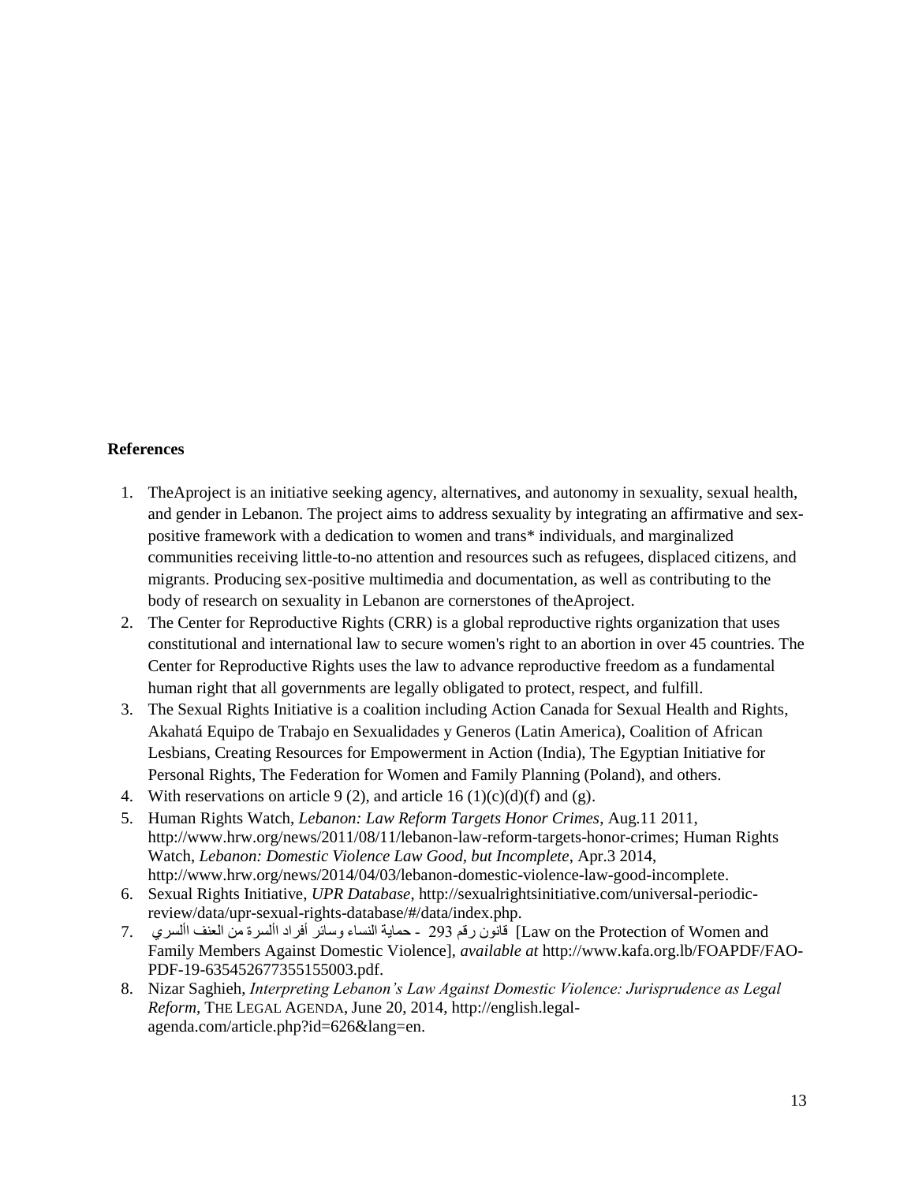**References**

1. TheAproject is an initiative seeking agency, alternatives, and autonomy in sexuality, sexual health, and gender in Lebanon. The project aims to address sexuality by integrating an affirmative and sex-positive framework with a dedication to women and trans* individuals, and marginalized communities receiving little-to-no attention and resources such as refugees, displaced citizens, and migrants. Producing sex-positive multimedia and documentation, as well as contributing to the body of research on sexuality in Lebanon are cornerstones of theAproject.
2. The Center for Reproductive Rights (CRR) is a global reproductive rights organization that uses constitutional and international law to secure women's right to an abortion in over 45 countries. The Center for Reproductive Rights uses the law to advance reproductive freedom as a fundamental human right that all governments are legally obligated to protect, respect, and fulfill.
3. The Sexual Rights Initiative is a coalition including Action Canada for Sexual Health and Rights, Akahatá Equipo de Trabajo en Sexualidades y Generos (Latin America), Coalition of African Lesbians, Creating Resources for Empowerment in Action (India), The Egyptian Initiative for Personal Rights, The Federation for Women and Family Planning (Poland), and others.
4. With reservations on article 9 (2), and article 16 (1)(c)(d)(f) and (g).
5. Human Rights Watch, *Lebanon: Law Reform Targets Honor Crimes*, Aug.11 2011, http://www.hrw.org/news/2011/08/11/lebanon-law-reform-targets-honor-crimes; Human Rights Watch, *Lebanon: Domestic Violence Law Good, but Incomplete*, Apr.3 2014, http://www.hrw.org/news/2014/04/03/lebanon-domestic-violence-law-good-incomplete.
6. Sexual Rights Initiative, *UPR Database*, http://sexualrightsinitiative.com/universal-periodic-review/data/upr-sexual-rights-database/#/data/index.php.
7. قانون رقم 293 - حماية النساء وسائر أفراد األسرة من العنف األسري [Law on the Protection of Women and Family Members Against Domestic Violence], *available at* http://www.kafa.org.lb/FOAPDF/FAO-PDF-19-635452677355155003.pdf.
8. Nizar Saghieh, *Interpreting Lebanon's Law Against Domestic Violence: Jurisprudence as Legal Reform*, THE LEGAL AGENDA, June 20, 2014, http://english.legal-agenda.com/article.php?id=626&lang=en.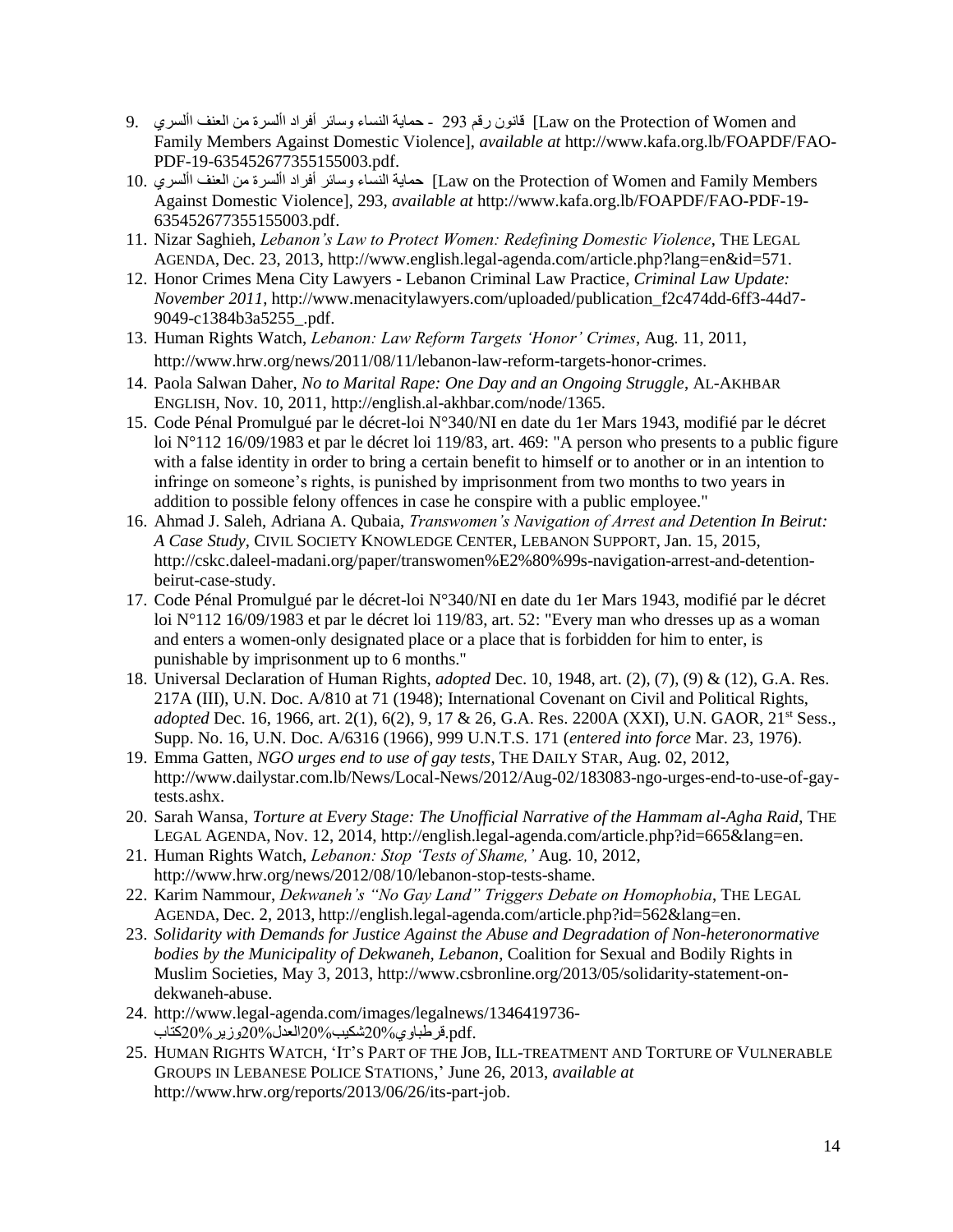9. قانون رقم 293 - حماية النساء وسائر أفراد األسرة من العنف األسري [Law on the Protection of Women and Family Members Against Domestic Violence], *available at* http://www.kafa.org.lb/FOAPDF/FAO-PDF-19-635452677355155003.pdf.
10. حماية النساء وسائر أفراد األسرة من العنف األسري [Law on the Protection of Women and Family Members Against Domestic Violence], 293, *available at* http://www.kafa.org.lb/FOAPDF/FAO-PDF-19-635452677355155003.pdf.
11. Nizar Saghieh, *Lebanon's Law to Protect Women: Redefining Domestic Violence*, THE LEGAL AGENDA, Dec. 23, 2013, http://www.english.legal-agenda.com/article.php?lang=en&id=571.
12. Honor Crimes Mena City Lawyers - Lebanon Criminal Law Practice, *Criminal Law Update: November 2011*, http://www.menacitylawyers.com/uploaded/publication_f2c474dd-6ff3-44d7-9049-c1384b3a5255_.pdf.
13. Human Rights Watch, *Lebanon: Law Reform Targets 'Honor' Crimes*, Aug. 11, 2011, http://www.hrw.org/news/2011/08/11/lebanon-law-reform-targets-honor-crimes.
14. Paola Salwan Daher, *No to Marital Rape: One Day and an Ongoing Struggle*, AL-AKHBAR ENGLISH, Nov. 10, 2011, http://english.al-akhbar.com/node/1365.
15. Code Pénal Promulgué par le décret-loi N°340/NI en date du 1er Mars 1943, modifié par le décret loi N°112 16/09/1983 et par le décret loi 119/83, art. 469: "A person who presents to a public figure with a false identity in order to bring a certain benefit to himself or to another or in an intention to infringe on someone's rights, is punished by imprisonment from two months to two years in addition to possible felony offences in case he conspire with a public employee."
16. Ahmad J. Saleh, Adriana A. Qubaia, *Transwomen's Navigation of Arrest and Detention In Beirut: A Case Study*, CIVIL SOCIETY KNOWLEDGE CENTER, LEBANON SUPPORT, Jan. 15, 2015, http://cskc.daleel-madani.org/paper/transwomen%E2%80%99s-navigation-arrest-and-detention-beirut-case-study.
17. Code Pénal Promulgué par le décret-loi N°340/NI en date du 1er Mars 1943, modifié par le décret loi N°112 16/09/1983 et par le décret loi 119/83, art. 52: "Every man who dresses up as a woman and enters a women-only designated place or a place that is forbidden for him to enter, is punishable by imprisonment up to 6 months."
18. Universal Declaration of Human Rights, *adopted* Dec. 10, 1948, art. (2), (7), (9) & (12), G.A. Res. 217A (III), U.N. Doc. A/810 at 71 (1948); International Covenant on Civil and Political Rights, *adopted* Dec. 16, 1966, art. 2(1), 6(2), 9, 17 & 26, G.A. Res. 2200A (XXI), U.N. GAOR, 21st Sess., Supp. No. 16, U.N. Doc. A/6316 (1966), 999 U.N.T.S. 171 (*entered into force* Mar. 23, 1976).
19. Emma Gatten, *NGO urges end to use of gay tests*, THE DAILY STAR, Aug. 02, 2012, http://www.dailystar.com.lb/News/Local-News/2012/Aug-02/183083-ngo-urges-end-to-use-of-gay-tests.ashx.
20. Sarah Wansa, *Torture at Every Stage: The Unofficial Narrative of the Hammam al-Agha Raid*, THE LEGAL AGENDA, Nov. 12, 2014, http://english.legal-agenda.com/article.php?id=665&lang=en.
21. Human Rights Watch, *Lebanon: Stop 'Tests of Shame,'* Aug. 10, 2012, http://www.hrw.org/news/2012/08/10/lebanon-stop-tests-shame.
22. Karim Nammour, *Dekwaneh's "No Gay Land" Triggers Debate on Homophobia*, THE LEGAL AGENDA, Dec. 2, 2013, http://english.legal-agenda.com/article.php?id=562&lang=en.
23. *Solidarity with Demands for Justice Against the Abuse and Degradation of Non-heteronormative bodies by the Municipality of Dekwaneh, Lebanon*, Coalition for Sexual and Bodily Rights in Muslim Societies, May 3, 2013, http://www.csbronline.org/2013/05/solidarity-statement-on-dekwaneh-abuse.
24. http://www.legal-agenda.com/images/legalnews/1346419736-كتاب%20وزير%20العدل%20شكيب%20قرطباوي.pdf.
25. HUMAN RIGHTS WATCH, 'IT'S PART OF THE JOB, ILL-TREATMENT AND TORTURE OF VULNERABLE GROUPS IN LEBANESE POLICE STATIONS,' June 26, 2013, *available at* http://www.hrw.org/reports/2013/06/26/its-part-job.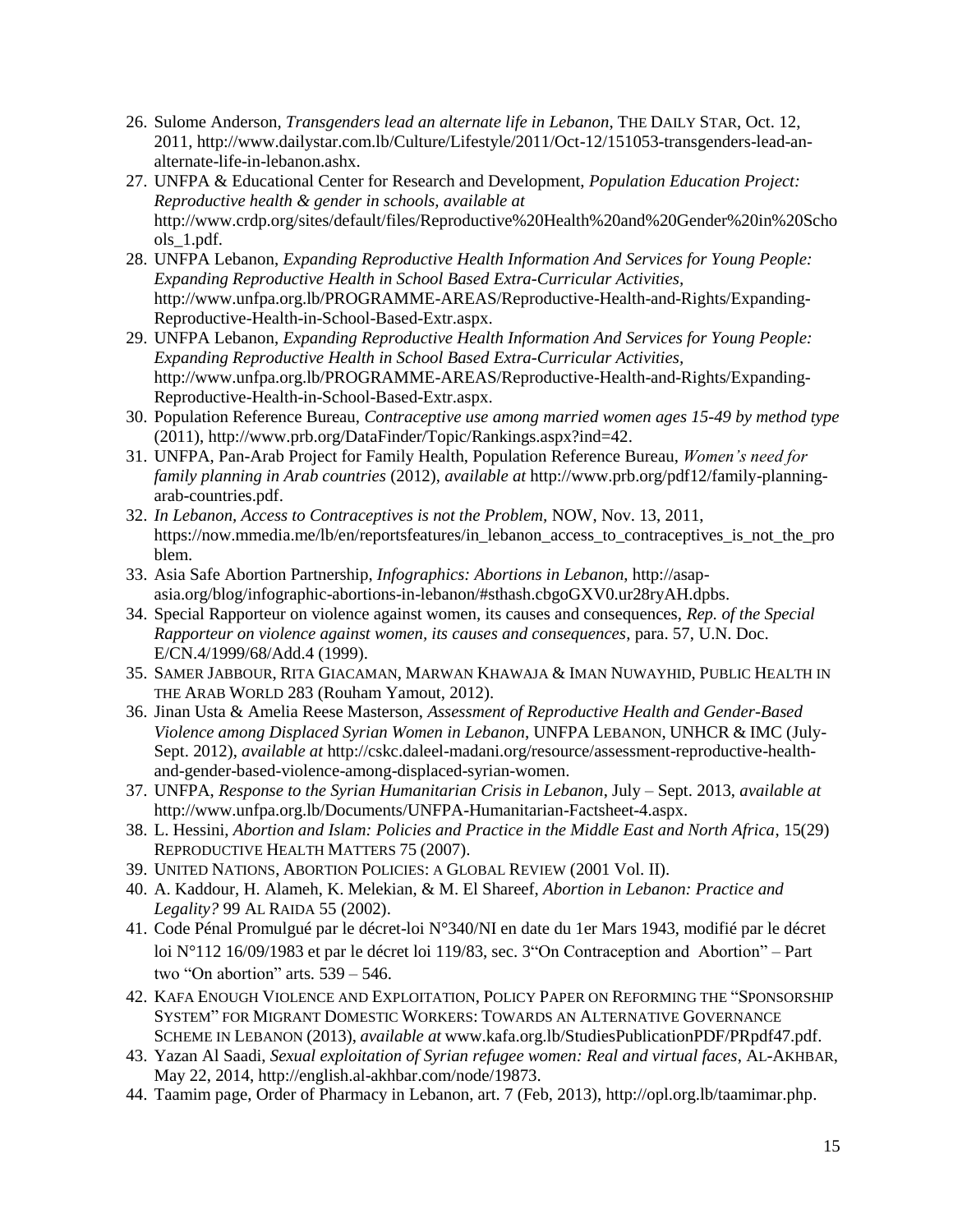26. Sulome Anderson, *Transgenders lead an alternate life in Lebanon*, THE DAILY STAR, Oct. 12, 2011, http://www.dailystar.com.lb/Culture/Lifestyle/2011/Oct-12/151053-transgenders-lead-an-alternate-life-in-lebanon.ashx.
27. UNFPA & Educational Center for Research and Development, *Population Education Project: Reproductive health & gender in schools, available at* http://www.crdp.org/sites/default/files/Reproductive%20Health%20and%20Gender%20in%20Schools_1.pdf.
28. UNFPA Lebanon, *Expanding Reproductive Health Information And Services for Young People: Expanding Reproductive Health in School Based Extra-Curricular Activities*, http://www.unfpa.org.lb/PROGRAMME-AREAS/Reproductive-Health-and-Rights/Expanding-Reproductive-Health-in-School-Based-Extr.aspx.
29. UNFPA Lebanon, *Expanding Reproductive Health Information And Services for Young People: Expanding Reproductive Health in School Based Extra-Curricular Activities*, http://www.unfpa.org.lb/PROGRAMME-AREAS/Reproductive-Health-and-Rights/Expanding-Reproductive-Health-in-School-Based-Extr.aspx.
30. Population Reference Bureau, *Contraceptive use among married women ages 15-49 by method type* (2011), http://www.prb.org/DataFinder/Topic/Rankings.aspx?ind=42.
31. UNFPA, Pan-Arab Project for Family Health, Population Reference Bureau, *Women's need for family planning in Arab countries* (2012), *available at* http://www.prb.org/pdf12/family-planning-arab-countries.pdf.
32. *In Lebanon, Access to Contraceptives is not the Problem*, NOW, Nov. 13, 2011, https://now.mmedia.me/lb/en/reportsfeatures/in_lebanon_access_to_contraceptives_is_not_the_problem.
33. Asia Safe Abortion Partnership, *Infographics: Abortions in Lebanon*, http://asap-asia.org/blog/infographic-abortions-in-lebanon/#sthash.cbgoGXV0.ur28ryAH.dpbs.
34. Special Rapporteur on violence against women, its causes and consequences, *Rep. of the Special Rapporteur on violence against women, its causes and consequences*, para. 57, U.N. Doc. E/CN.4/1999/68/Add.4 (1999).
35. SAMER JABBOUR, RITA GIACAMAN, MARWAN KHAWAJA & IMAN NUWAYHID, PUBLIC HEALTH IN THE ARAB WORLD 283 (Rouham Yamout, 2012).
36. Jinan Usta & Amelia Reese Masterson, *Assessment of Reproductive Health and Gender-Based Violence among Displaced Syrian Women in Lebanon*, UNFPA LEBANON, UNHCR & IMC (July-Sept. 2012), *available at* http://cskc.daleel-madani.org/resource/assessment-reproductive-health-and-gender-based-violence-among-displaced-syrian-women.
37. UNFPA, *Response to the Syrian Humanitarian Crisis in Lebanon*, July – Sept. 2013, *available at* http://www.unfpa.org.lb/Documents/UNFPA-Humanitarian-Factsheet-4.aspx.
38. L. Hessini, *Abortion and Islam: Policies and Practice in the Middle East and North Africa*, 15(29) REPRODUCTIVE HEALTH MATTERS 75 (2007).
39. UNITED NATIONS, ABORTION POLICIES: A GLOBAL REVIEW (2001 Vol. II).
40. A. Kaddour, H. Alameh, K. Melekian, & M. El Shareef, *Abortion in Lebanon: Practice and Legality?* 99 AL RAIDA 55 (2002).
41. Code Pénal Promulgué par le décret-loi N°340/NI en date du 1er Mars 1943, modifié par le décret loi N°112 16/09/1983 et par le décret loi 119/83, sec. 3"On Contraception and Abortion" – Part two "On abortion" arts. 539 – 546.
42. KAFA ENOUGH VIOLENCE AND EXPLOITATION, POLICY PAPER ON REFORMING THE "SPONSORSHIP SYSTEM" FOR MIGRANT DOMESTIC WORKERS: TOWARDS AN ALTERNATIVE GOVERNANCE SCHEME IN LEBANON (2013), *available at* www.kafa.org.lb/StudiesPublicationPDF/PRpdf47.pdf.
43. Yazan Al Saadi, *Sexual exploitation of Syrian refugee women: Real and virtual faces*, AL-AKHBAR, May 22, 2014, http://english.al-akhbar.com/node/19873.
44. Taamim page, Order of Pharmacy in Lebanon, art. 7 (Feb, 2013), http://opl.org.lb/taamimar.php.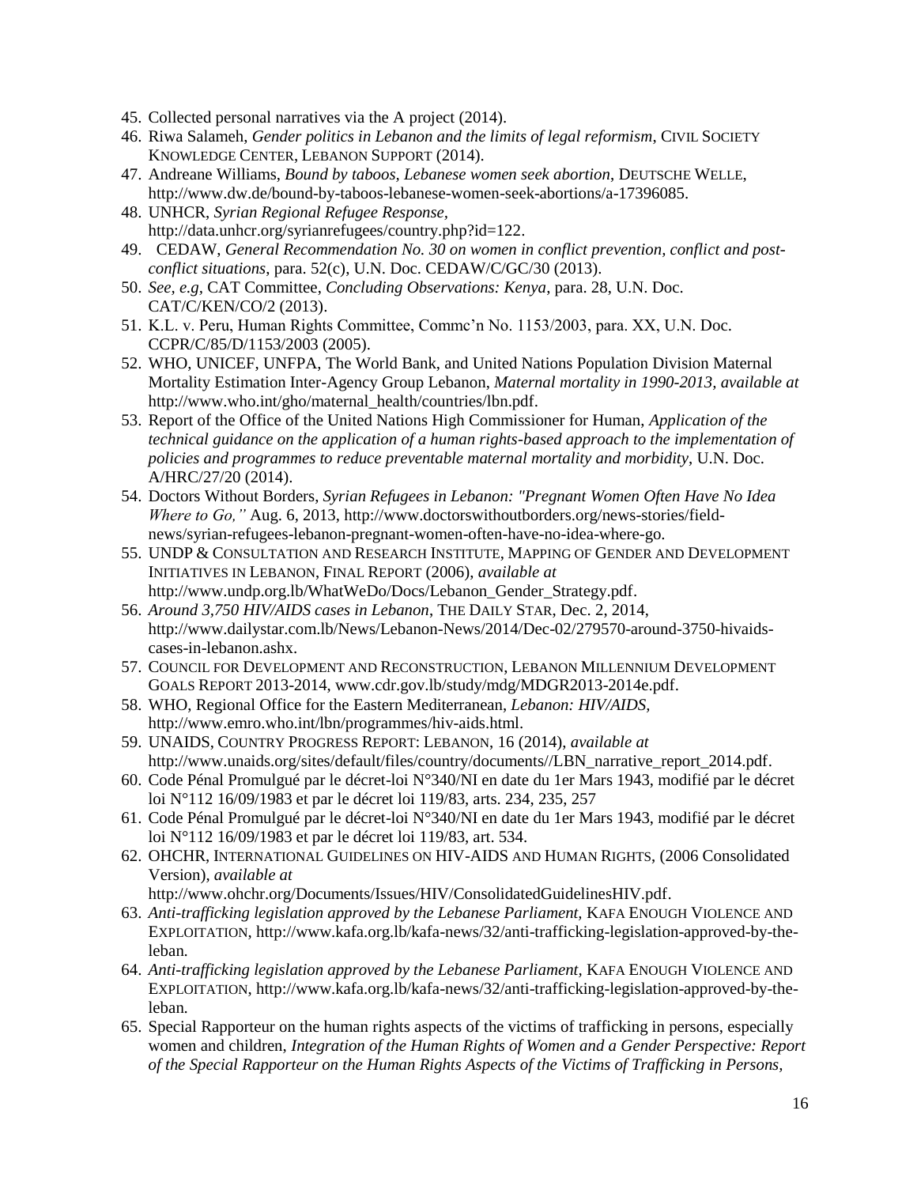45. Collected personal narratives via the A project (2014).
46. Riwa Salameh, *Gender politics in Lebanon and the limits of legal reformism*, CIVIL SOCIETY KNOWLEDGE CENTER, LEBANON SUPPORT (2014).
47. Andreane Williams, *Bound by taboos, Lebanese women seek abortion*, DEUTSCHE WELLE, http://www.dw.de/bound-by-taboos-lebanese-women-seek-abortions/a-17396085.
48. UNHCR, *Syrian Regional Refugee Response*, http://data.unhcr.org/syrianrefugees/country.php?id=122.
49. CEDAW, *General Recommendation No. 30 on women in conflict prevention, conflict and post-conflict situations*, para. 52(c), U.N. Doc. CEDAW/C/GC/30 (2013).
50. *See, e.g*, CAT Committee, *Concluding Observations: Kenya*, para. 28, U.N. Doc. CAT/C/KEN/CO/2 (2013).
51. K.L. v. Peru, Human Rights Committee, Commc'n No. 1153/2003, para. XX, U.N. Doc. CCPR/C/85/D/1153/2003 (2005).
52. WHO, UNICEF, UNFPA, The World Bank, and United Nations Population Division Maternal Mortality Estimation Inter-Agency Group Lebanon, *Maternal mortality in 1990-2013, available at* http://www.who.int/gho/maternal_health/countries/lbn.pdf.
53. Report of the Office of the United Nations High Commissioner for Human, *Application of the technical guidance on the application of a human rights-based approach to the implementation of policies and programmes to reduce preventable maternal mortality and morbidity*, U.N. Doc. A/HRC/27/20 (2014).
54. Doctors Without Borders, *Syrian Refugees in Lebanon: "Pregnant Women Often Have No Idea Where to Go,"* Aug. 6, 2013, http://www.doctorswithoutborders.org/news-stories/field-news/syrian-refugees-lebanon-pregnant-women-often-have-no-idea-where-go.
55. UNDP & CONSULTATION AND RESEARCH INSTITUTE, MAPPING OF GENDER AND DEVELOPMENT INITIATIVES IN LEBANON, FINAL REPORT (2006), *available at* http://www.undp.org.lb/WhatWeDo/Docs/Lebanon_Gender_Strategy.pdf.
56. *Around 3,750 HIV/AIDS cases in Lebanon*, THE DAILY STAR, Dec. 2, 2014, http://www.dailystar.com.lb/News/Lebanon-News/2014/Dec-02/279570-around-3750-hivaids-cases-in-lebanon.ashx.
57. COUNCIL FOR DEVELOPMENT AND RECONSTRUCTION, LEBANON MILLENNIUM DEVELOPMENT GOALS REPORT 2013-2014, www.cdr.gov.lb/study/mdg/MDGR2013-2014e.pdf.
58. WHO, Regional Office for the Eastern Mediterranean, *Lebanon: HIV/AIDS*, http://www.emro.who.int/lbn/programmes/hiv-aids.html.
59. UNAIDS, COUNTRY PROGRESS REPORT: LEBANON, 16 (2014), *available at* http://www.unaids.org/sites/default/files/country/documents//LBN_narrative_report_2014.pdf.
60. Code Pénal Promulgué par le décret-loi N°340/NI en date du 1er Mars 1943, modifié par le décret loi N°112 16/09/1983 et par le décret loi 119/83, arts. 234, 235, 257
61. Code Pénal Promulgué par le décret-loi N°340/NI en date du 1er Mars 1943, modifié par le décret loi N°112 16/09/1983 et par le décret loi 119/83, art. 534.
62. OHCHR, INTERNATIONAL GUIDELINES ON HIV-AIDS AND HUMAN RIGHTS, (2006 Consolidated Version), *available at* http://www.ohchr.org/Documents/Issues/HIV/ConsolidatedGuidelinesHIV.pdf.
63. *Anti-trafficking legislation approved by the Lebanese Parliament*, KAFA ENOUGH VIOLENCE AND EXPLOITATION, http://www.kafa.org.lb/kafa-news/32/anti-trafficking-legislation-approved-by-the-leban.
64. *Anti-trafficking legislation approved by the Lebanese Parliament*, KAFA ENOUGH VIOLENCE AND EXPLOITATION, http://www.kafa.org.lb/kafa-news/32/anti-trafficking-legislation-approved-by-the-leban.
65. Special Rapporteur on the human rights aspects of the victims of trafficking in persons, especially women and children, *Integration of the Human Rights of Women and a Gender Perspective: Report of the Special Rapporteur on the Human Rights Aspects of the Victims of Trafficking in Persons,*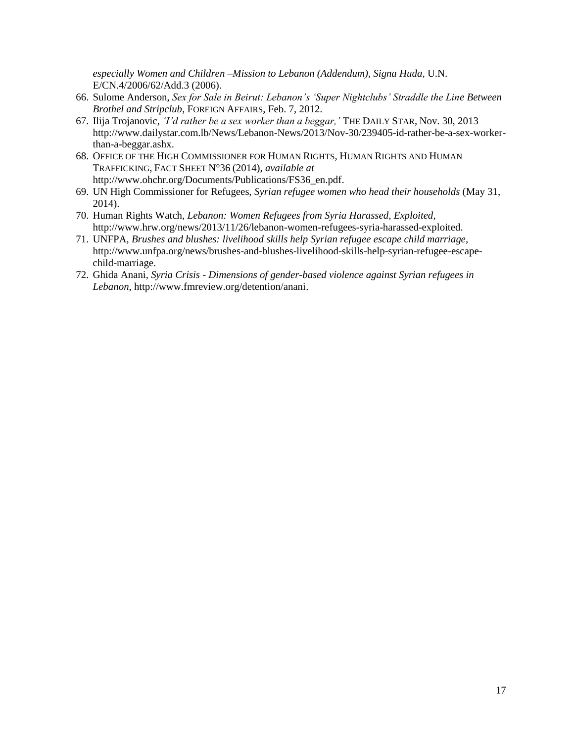*especially Women and Children –Mission to Lebanon (Addendum), Signa Huda*, U.N. E/CN.4/2006/62/Add.3 (2006).

66. Sulome Anderson, *Sex for Sale in Beirut: Lebanon's 'Super Nightclubs' Straddle the Line Between Brothel and Stripclub*, FOREIGN AFFAIRS, Feb. 7, 2012.
67. Ilija Trojanovic, *'I'd rather be a sex worker than a beggar,'* THE DAILY STAR, Nov. 30, 2013 http://www.dailystar.com.lb/News/Lebanon-News/2013/Nov-30/239405-id-rather-be-a-sex-worker-than-a-beggar.ashx.
68. OFFICE OF THE HIGH COMMISSIONER FOR HUMAN RIGHTS, HUMAN RIGHTS AND HUMAN TRAFFICKING, FACT SHEET N°36 (2014), *available at* http://www.ohchr.org/Documents/Publications/FS36_en.pdf.
69. UN High Commissioner for Refugees, *Syrian refugee women who head their households* (May 31, 2014).
70. Human Rights Watch, *Lebanon: Women Refugees from Syria Harassed, Exploited,* http://www.hrw.org/news/2013/11/26/lebanon-women-refugees-syria-harassed-exploited.
71. UNFPA, *Brushes and blushes: livelihood skills help Syrian refugee escape child marriage,* http://www.unfpa.org/news/brushes-and-blushes-livelihood-skills-help-syrian-refugee-escape-child-marriage.
72. Ghida Anani, *Syria Crisis - Dimensions of gender-based violence against Syrian refugees in Lebanon*, http://www.fmreview.org/detention/anani.